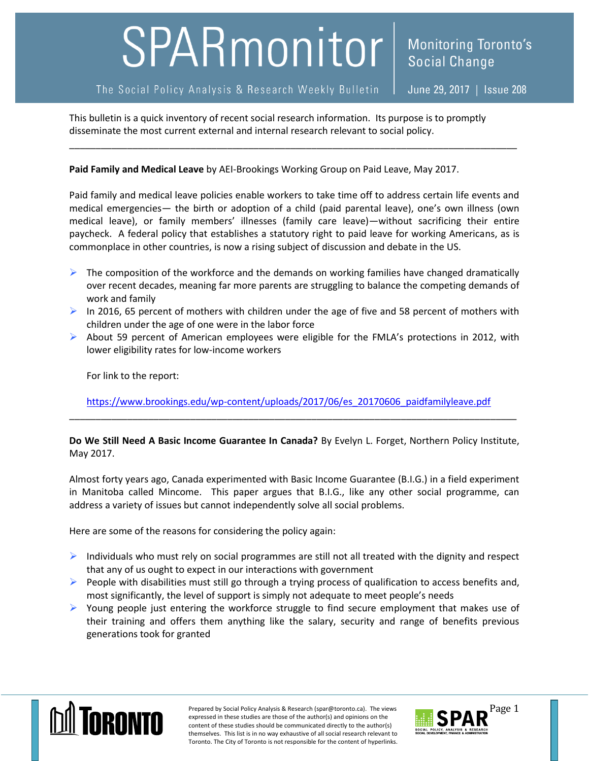# SPARmonitor

**Monitoring Toronto's Social Change**

The Social Policy Analysis & Research Weekly Bulletin | June 29, 2017 | Issue 208

This bulletin is a quick inventory of recent social research information. Its purpose is to promptly disseminate the most current external and internal research relevant to social policy.

---

**Paid Family and Medical Leave** by AEI-Brookings Working Group on Paid Leave, May 2017.

Paid family and medical leave policies enable workers to take time off to address certain life events and medical emergencies— the birth or adoption of a child (paid parental leave), one's own illness (own medical leave), or family members' illnesses (family care leave)—without sacrificing their entire paycheck. A federal policy that establishes a statutory right to paid leave for working Americans, as is commonplace in other countries, is now a rising subject of discussion and debate in the US.

- The composition of the workforce and the demands on working families have changed dramatically over recent decades, meaning far more parents are struggling to balance the competing demands of work and family
- In 2016, 65 percent of mothers with children under the age of five and 58 percent of mothers with children under the age of one were in the labor force
- About 59 percent of American employees were eligible for the FMLA's protections in 2012, with lower eligibility rates for low-income workers

For link to the report:

https://www.brookings.edu/wp-content/uploads/2017/06/es_20170606_paidfamilyleave.pdf

---

**Do We Still Need A Basic Income Guarantee In Canada?** By Evelyn L. Forget, Northern Policy Institute, May 2017.

Almost forty years ago, Canada experimented with Basic Income Guarantee (B.I.G.) in a field experiment in Manitoba called Mincome. This paper argues that B.I.G., like any other social programme, can address a variety of issues but cannot independently solve all social problems.

Here are some of the reasons for considering the policy again:

- Individuals who must rely on social programmes are still not all treated with the dignity and respect that any of us ought to expect in our interactions with government
- People with disabilities must still go through a trying process of qualification to access benefits and, most significantly, the level of support is simply not adequate to meet people's needs
- Young people just entering the workforce struggle to find secure employment that makes use of their training and offers them anything like the salary, security and range of benefits previous generations took for granted

Prepared by Social Policy Analysis & Research (spar@toronto.ca). The views expressed in these studies are those of the author(s) and opinions on the content of these studies should be communicated directly to the author(s) themselves. This list is in no way exhaustive of all social research relevant to Toronto. The City of Toronto is not responsible for the content of hyperlinks.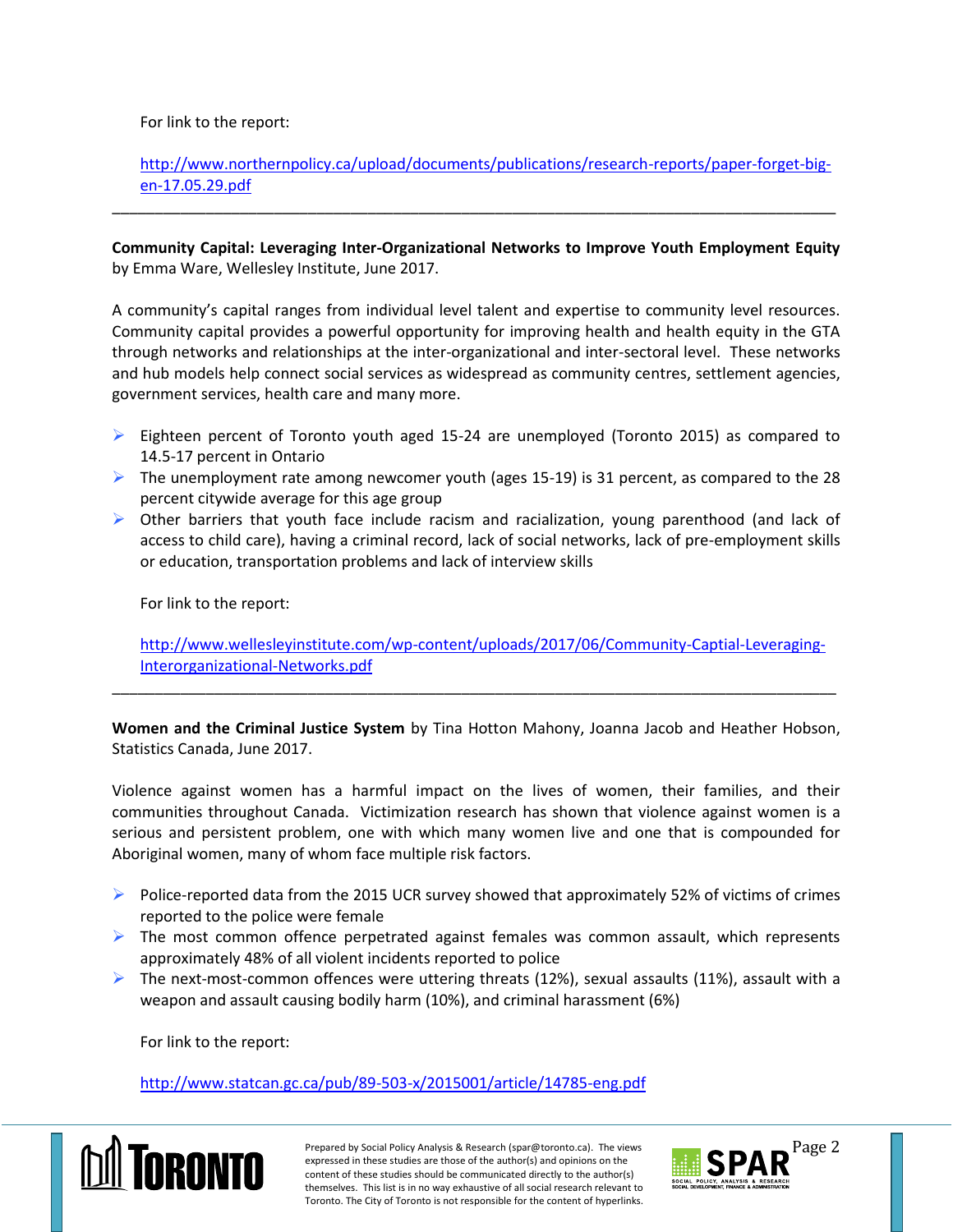For link to the report:

http://www.northernpolicy.ca/upload/documents/publications/research-reports/paper-forget-big-en-17.05.29.pdf

---

**Community Capital: Leveraging Inter-Organizational Networks to Improve Youth Employment Equity** by Emma Ware, Wellesley Institute, June 2017.

A community's capital ranges from individual level talent and expertise to community level resources. Community capital provides a powerful opportunity for improving health and health equity in the GTA through networks and relationships at the inter-organizational and inter-sectoral level. These networks and hub models help connect social services as widespread as community centres, settlement agencies, government services, health care and many more.

- Eighteen percent of Toronto youth aged 15-24 are unemployed (Toronto 2015) as compared to 14.5-17 percent in Ontario
- The unemployment rate among newcomer youth (ages 15-19) is 31 percent, as compared to the 28 percent citywide average for this age group
- Other barriers that youth face include racism and racialization, young parenthood (and lack of access to child care), having a criminal record, lack of social networks, lack of pre-employment skills or education, transportation problems and lack of interview skills

For link to the report:

http://www.wellesleyinstitute.com/wp-content/uploads/2017/06/Community-Captial-Leveraging-Interorganizational-Networks.pdf

---

**Women and the Criminal Justice System** by Tina Hotton Mahony, Joanna Jacob and Heather Hobson, Statistics Canada, June 2017.

Violence against women has a harmful impact on the lives of women, their families, and their communities throughout Canada. Victimization research has shown that violence against women is a serious and persistent problem, one with which many women live and one that is compounded for Aboriginal women, many of whom face multiple risk factors.

- Police-reported data from the 2015 UCR survey showed that approximately 52% of victims of crimes reported to the police were female
- The most common offence perpetrated against females was common assault, which represents approximately 48% of all violent incidents reported to police
- The next-most-common offences were uttering threats (12%), sexual assaults (11%), assault with a weapon and assault causing bodily harm (10%), and criminal harassment (6%)

For link to the report:

http://www.statcan.gc.ca/pub/89-503-x/2015001/article/14785-eng.pdf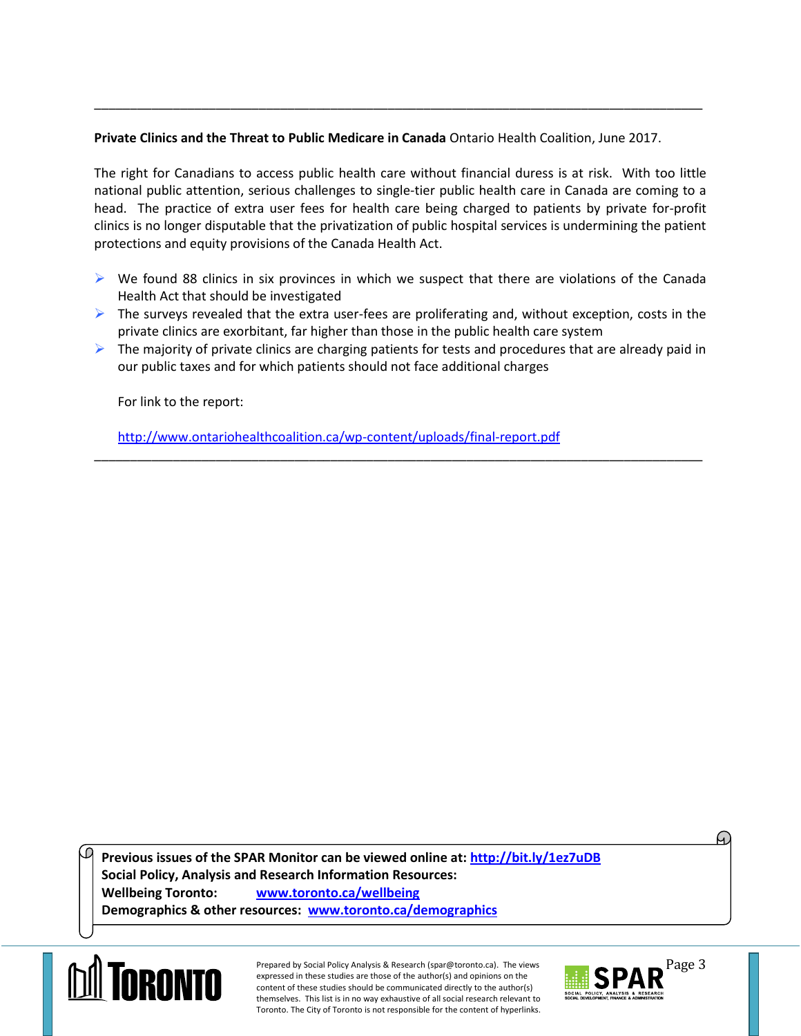---

**Private Clinics and the Threat to Public Medicare in Canada** Ontario Health Coalition, June 2017.

The right for Canadians to access public health care without financial duress is at risk. With too little national public attention, serious challenges to single-tier public health care in Canada are coming to a head. The practice of extra user fees for health care being charged to patients by private for-profit clinics is no longer disputable that the privatization of public hospital services is undermining the patient protections and equity provisions of the Canada Health Act.

- We found 88 clinics in six provinces in which we suspect that there are violations of the Canada Health Act that should be investigated
- The surveys revealed that the extra user-fees are proliferating and, without exception, costs in the private clinics are exorbitant, far higher than those in the public health care system
- The majority of private clinics are charging patients for tests and procedures that are already paid in our public taxes and for which patients should not face additional charges

For link to the report:

http://www.ontariohealthcoalition.ca/wp-content/uploads/final-report.pdf

---

**Previous issues of the SPAR Monitor can be viewed online at: http://bit.ly/1ez7uDB**
**Social Policy, Analysis and Research Information Resources:**
**Wellbeing Toronto: www.toronto.ca/wellbeing**
**Demographics & other resources: www.toronto.ca/demographics**

TORONTO

Prepared by Social Policy Analysis & Research (spar@toronto.ca). The views expressed in these studies are those of the author(s) and opinions on the content of these studies should be communicated directly to the author(s) themselves. This list is in no way exhaustive of all social research relevant to Toronto. The City of Toronto is not responsible for the content of hyperlinks.

SPAR
SOCIAL POLICY, ANALYSIS & RESEARCH
SOCIAL DEVELOPMENT, FINANCE & ADMINISTRATION